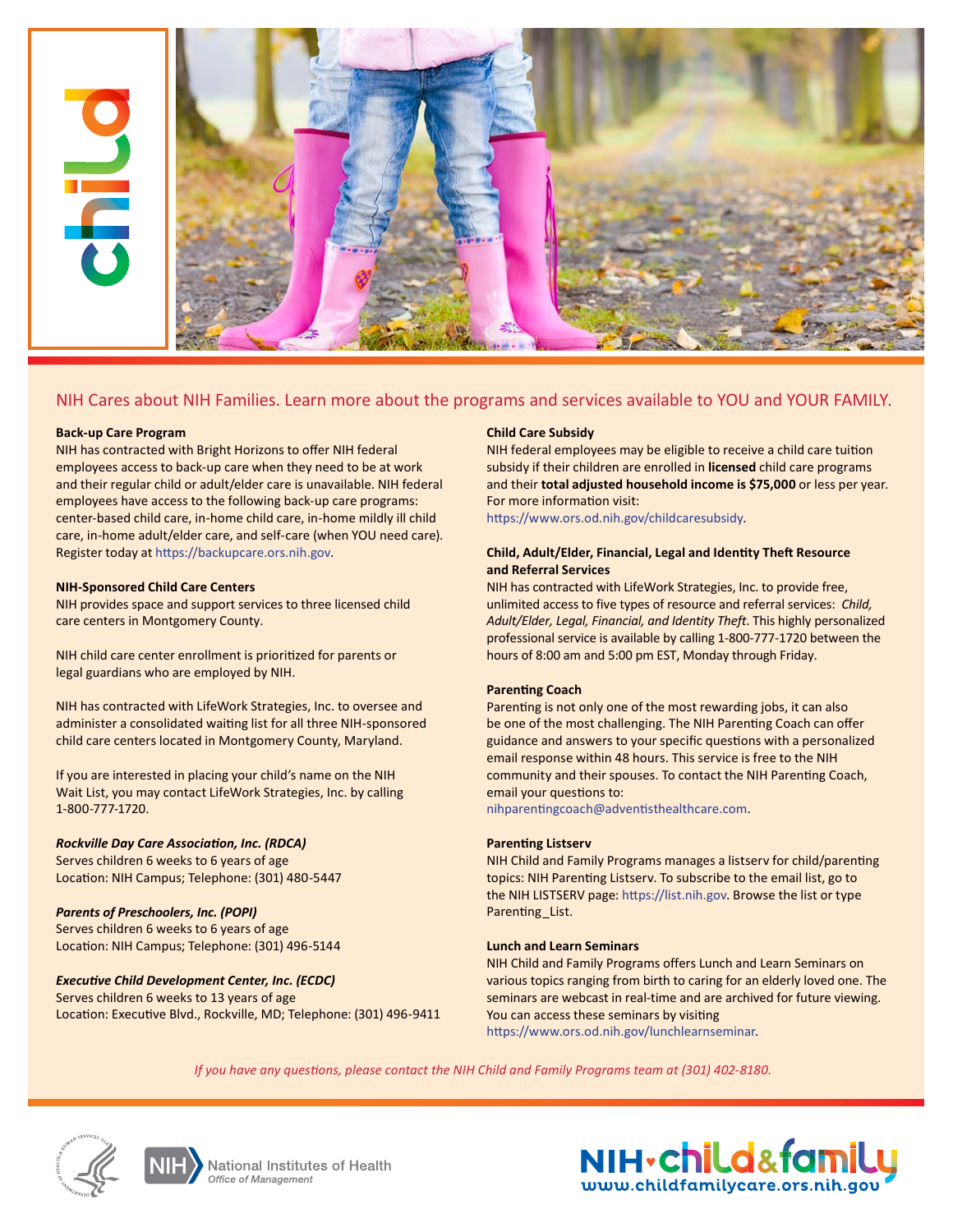# child

NIH Cares about NIH Families. Learn more about the programs and services available to YOU and YOUR FAMILY.

### Back-up Care Program

NIH has contracted with Bright Horizons to offer NIH federal employees access to back-up care when they need to be at work and their regular child or adult/elder care is unavailable. NIH federal employees have access to the following back-up care programs: center-based child care, in-home child care, in-home mildly ill child care, in-home adult/elder care, and self-care (when YOU need care). Register today at https://backupcare.ors.nih.gov.

### NIH-Sponsored Child Care Centers

NIH provides space and support services to three licensed child care centers in Montgomery County.

NIH child care center enrollment is prioritized for parents or legal guardians who are employed by NIH.

NIH has contracted with LifeWork Strategies, Inc. to oversee and administer a consolidated waiting list for all three NIH-sponsored child care centers located in Montgomery County, Maryland.

If you are interested in placing your child's name on the NIH Wait List, you may contact LifeWork Strategies, Inc. by calling 1-800-777-1720.

***Rockville Day Care Association, Inc. (RDCA)***
Serves children 6 weeks to 6 years of age
Location: NIH Campus; Telephone: (301) 480-5447

***Parents of Preschoolers, Inc. (POPI)***
Serves children 6 weeks to 6 years of age
Location: NIH Campus; Telephone: (301) 496-5144

***Executive Child Development Center, Inc. (ECDC)***
Serves children 6 weeks to 13 years of age
Location: Executive Blvd., Rockville, MD; Telephone: (301) 496-9411

### Child Care Subsidy

NIH federal employees may be eligible to receive a child care tuition subsidy if their children are enrolled in **licensed** child care programs and their **total adjusted household income is $75,000** or less per year. For more information visit: https://www.ors.od.nih.gov/childcaresubsidy.

### Child, Adult/Elder, Financial, Legal and Identity Theft Resource and Referral Services

NIH has contracted with LifeWork Strategies, Inc. to provide free, unlimited access to five types of resource and referral services: *Child, Adult/Elder, Legal, Financial, and Identity Theft*. This highly personalized professional service is available by calling 1-800-777-1720 between the hours of 8:00 am and 5:00 pm EST, Monday through Friday.

### Parenting Coach

Parenting is not only one of the most rewarding jobs, it can also be one of the most challenging. The NIH Parenting Coach can offer guidance and answers to your specific questions with a personalized email response within 48 hours. This service is free to the NIH community and their spouses. To contact the NIH Parenting Coach, email your questions to: nihparentingcoach@adventisthealthcare.com.

### Parenting Listserv

NIH Child and Family Programs manages a listserv for child/parenting topics: NIH Parenting Listserv. To subscribe to the email list, go to the NIH LISTSERV page: https://list.nih.gov. Browse the list or type Parenting_List.

### Lunch and Learn Seminars

NIH Child and Family Programs offers Lunch and Learn Seminars on various topics ranging from birth to caring for an elderly loved one. The seminars are webcast in real-time and are archived for future viewing. You can access these seminars by visiting https://www.ors.od.nih.gov/lunchlearnseminar.

*If you have any questions, please contact the NIH Child and Family Programs team at (301) 402-8180.*

NIH National Institutes of Health
*Office of Management*

NIH child&family
www.childfamilycare.ors.nih.gov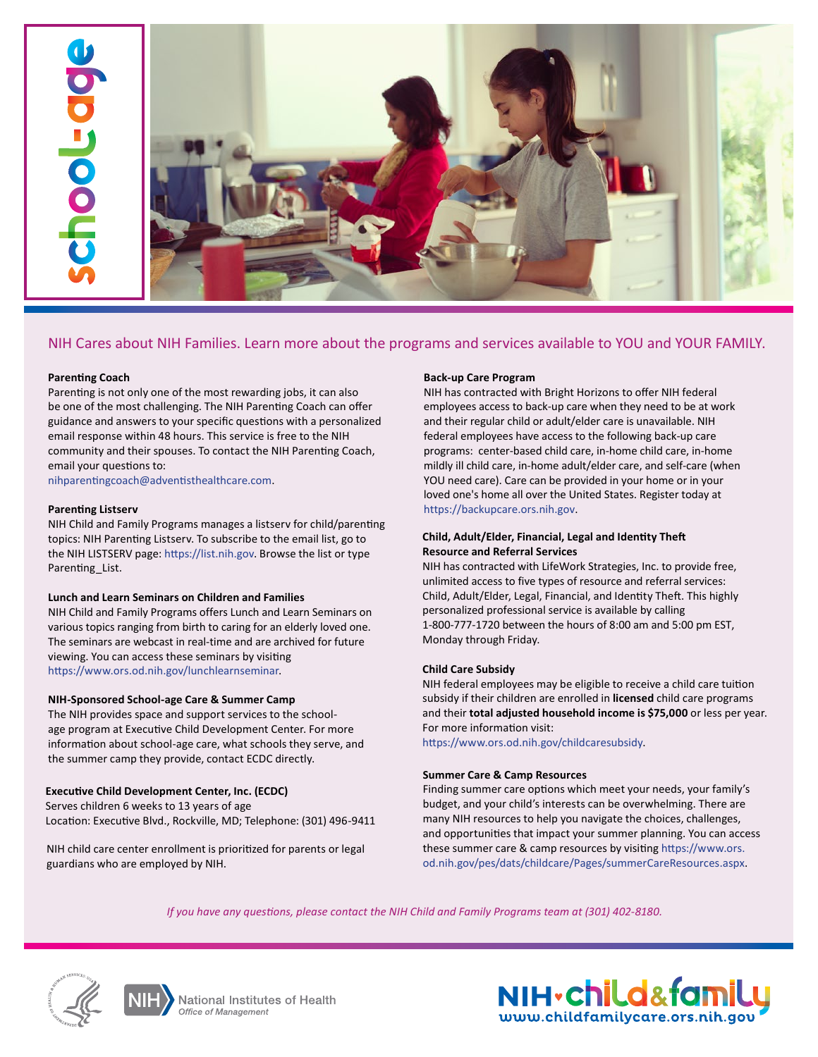# school-age

NIH Cares about NIH Families. Learn more about the programs and services available to YOU and YOUR FAMILY.

**Parenting Coach**
Parenting is not only one of the most rewarding jobs, it can also be one of the most challenging. The NIH Parenting Coach can offer guidance and answers to your specific questions with a personalized email response within 48 hours. This service is free to the NIH community and their spouses. To contact the NIH Parenting Coach, email your questions to: nihparentingcoach@adventisthealthcare.com.

**Parenting Listserv**
NIH Child and Family Programs manages a listserv for child/parenting topics: NIH Parenting Listserv. To subscribe to the email list, go to the NIH LISTSERV page: https://list.nih.gov. Browse the list or type Parenting_List.

**Lunch and Learn Seminars on Children and Families**
NIH Child and Family Programs offers Lunch and Learn Seminars on various topics ranging from birth to caring for an elderly loved one. The seminars are webcast in real-time and are archived for future viewing. You can access these seminars by visiting https://www.ors.od.nih.gov/lunchlearnseminar.

**NIH-Sponsored School-age Care & Summer Camp**
The NIH provides space and support services to the school-age program at Executive Child Development Center. For more information about school-age care, what schools they serve, and the summer camp they provide, contact ECDC directly.

**Executive Child Development Center, Inc. (ECDC)**
Serves children 6 weeks to 13 years of age
Location: Executive Blvd., Rockville, MD; Telephone: (301) 496-9411

NIH child care center enrollment is prioritized for parents or legal guardians who are employed by NIH.

**Back-up Care Program**
NIH has contracted with Bright Horizons to offer NIH federal employees access to back-up care when they need to be at work and their regular child or adult/elder care is unavailable. NIH federal employees have access to the following back-up care programs: center-based child care, in-home child care, in-home mildly ill child care, in-home adult/elder care, and self-care (when YOU need care). Care can be provided in your home or in your loved one's home all over the United States. Register today at https://backupcare.ors.nih.gov.

**Child, Adult/Elder, Financial, Legal and Identity Theft Resource and Referral Services**
NIH has contracted with LifeWork Strategies, Inc. to provide free, unlimited access to five types of resource and referral services: Child, Adult/Elder, Legal, Financial, and Identity Theft. This highly personalized professional service is available by calling 1-800-777-1720 between the hours of 8:00 am and 5:00 pm EST, Monday through Friday.

**Child Care Subsidy**
NIH federal employees may be eligible to receive a child care tuition subsidy if their children are enrolled in **licensed** child care programs and their **total adjusted household income is $75,000** or less per year. For more information visit: https://www.ors.od.nih.gov/childcaresubsidy.

**Summer Care & Camp Resources**
Finding summer care options which meet your needs, your family's budget, and your child's interests can be overwhelming. There are many NIH resources to help you navigate the choices, challenges, and opportunities that impact your summer planning. You can access these summer care & camp resources by visiting https://www.ors.od.nih.gov/pes/dats/childcare/Pages/summerCareResources.aspx.

*If you have any questions, please contact the NIH Child and Family Programs team at (301) 402-8180.*

National Institutes of Health
*Office of Management*

NIH child&family
www.childfamilycare.ors.nih.gov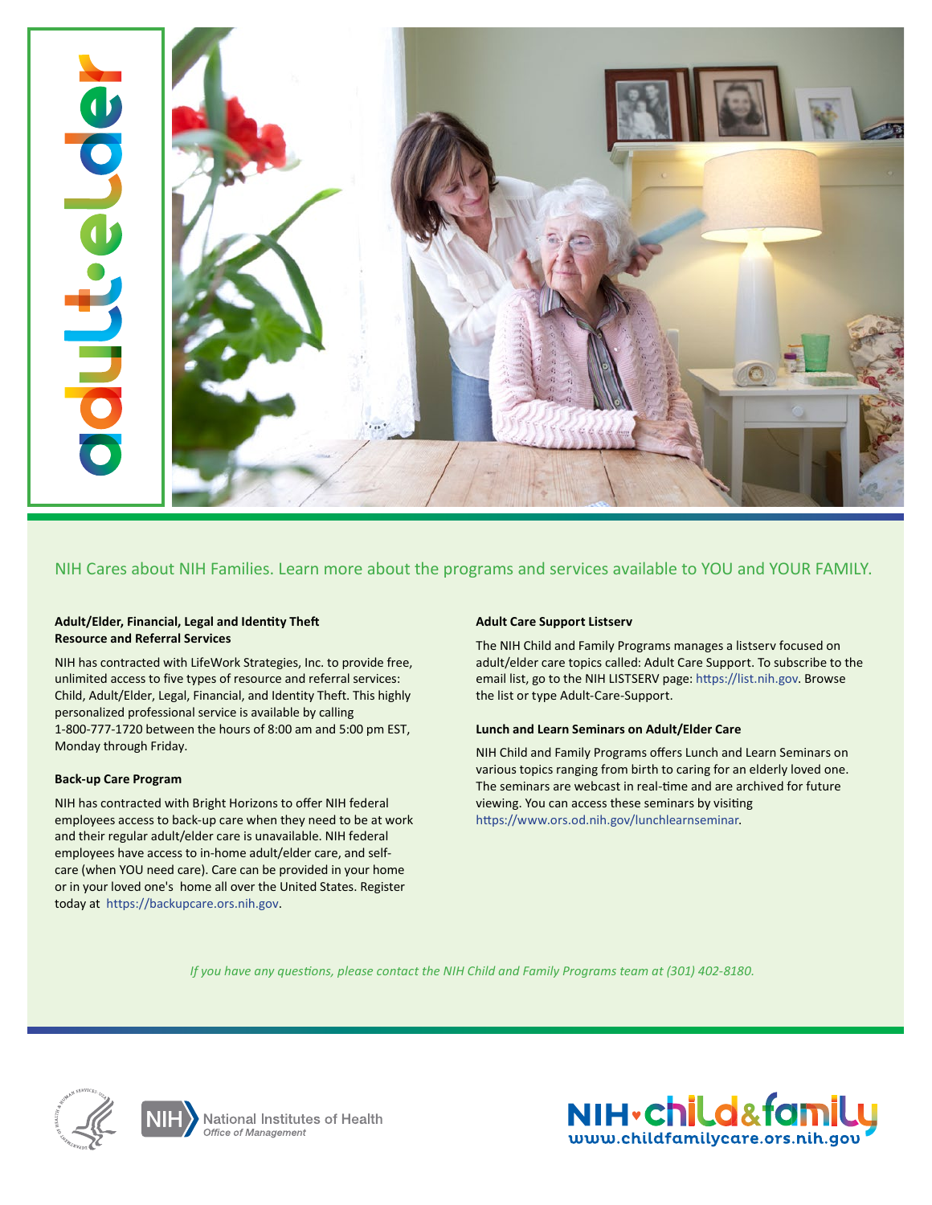adult·elder

NIH Cares about NIH Families. Learn more about the programs and services available to YOU and YOUR FAMILY.

**Adult/Elder, Financial, Legal and Identity Theft Resource and Referral Services**

NIH has contracted with LifeWork Strategies, Inc. to provide free, unlimited access to five types of resource and referral services: Child, Adult/Elder, Legal, Financial, and Identity Theft. This highly personalized professional service is available by calling 1-800-777-1720 between the hours of 8:00 am and 5:00 pm EST, Monday through Friday.

**Back-up Care Program**

NIH has contracted with Bright Horizons to offer NIH federal employees access to back-up care when they need to be at work and their regular adult/elder care is unavailable. NIH federal employees have access to in-home adult/elder care, and self-care (when YOU need care). Care can be provided in your home or in your loved one's home all over the United States. Register today at https://backupcare.ors.nih.gov.

**Adult Care Support Listserv**

The NIH Child and Family Programs manages a listserv focused on adult/elder care topics called: Adult Care Support. To subscribe to the email list, go to the NIH LISTSERV page: https://list.nih.gov. Browse the list or type Adult-Care-Support.

**Lunch and Learn Seminars on Adult/Elder Care**

NIH Child and Family Programs offers Lunch and Learn Seminars on various topics ranging from birth to caring for an elderly loved one. The seminars are webcast in real-time and are archived for future viewing. You can access these seminars by visiting https://www.ors.od.nih.gov/lunchlearnseminar.

*If you have any questions, please contact the NIH Child and Family Programs team at (301) 402-8180.*

National Institutes of Health
*Office of Management*

NIH·child&family
www.childfamilycare.ors.nih.gov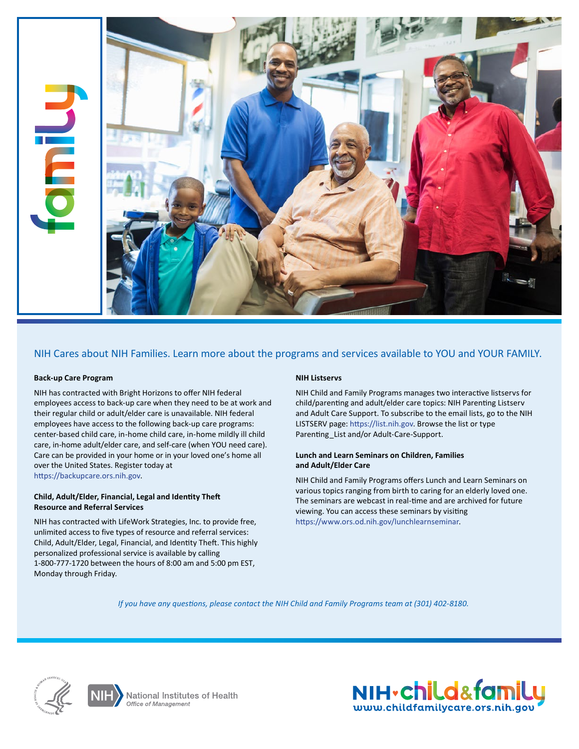family

NIH Cares about NIH Families. Learn more about the programs and services available to YOU and YOUR FAMILY.

**Back-up Care Program**

NIH has contracted with Bright Horizons to offer NIH federal employees access to back-up care when they need to be at work and their regular child or adult/elder care is unavailable. NIH federal employees have access to the following back-up care programs: center-based child care, in-home child care, in-home mildly ill child care, in-home adult/elder care, and self-care (when YOU need care). Care can be provided in your home or in your loved one's home all over the United States. Register today at https://backupcare.ors.nih.gov.

**Child, Adult/Elder, Financial, Legal and Identity Theft Resource and Referral Services**

NIH has contracted with LifeWork Strategies, Inc. to provide free, unlimited access to five types of resource and referral services: Child, Adult/Elder, Legal, Financial, and Identity Theft. This highly personalized professional service is available by calling 1-800-777-1720 between the hours of 8:00 am and 5:00 pm EST, Monday through Friday.

**NIH Listservs**

NIH Child and Family Programs manages two interactive listservs for child/parenting and adult/elder care topics: NIH Parenting Listserv and Adult Care Support. To subscribe to the email lists, go to the NIH LISTSERV page: https://list.nih.gov. Browse the list or type Parenting_List and/or Adult-Care-Support.

**Lunch and Learn Seminars on Children, Families and Adult/Elder Care**

NIH Child and Family Programs offers Lunch and Learn Seminars on various topics ranging from birth to caring for an elderly loved one. The seminars are webcast in real-time and are archived for future viewing. You can access these seminars by visiting https://www.ors.od.nih.gov/lunchlearnseminar.

*If you have any questions, please contact the NIH Child and Family Programs team at (301) 402-8180.*

NIH National Institutes of Health
*Office of Management*

NIH child&family
www.childfamilycare.ors.nih.gov